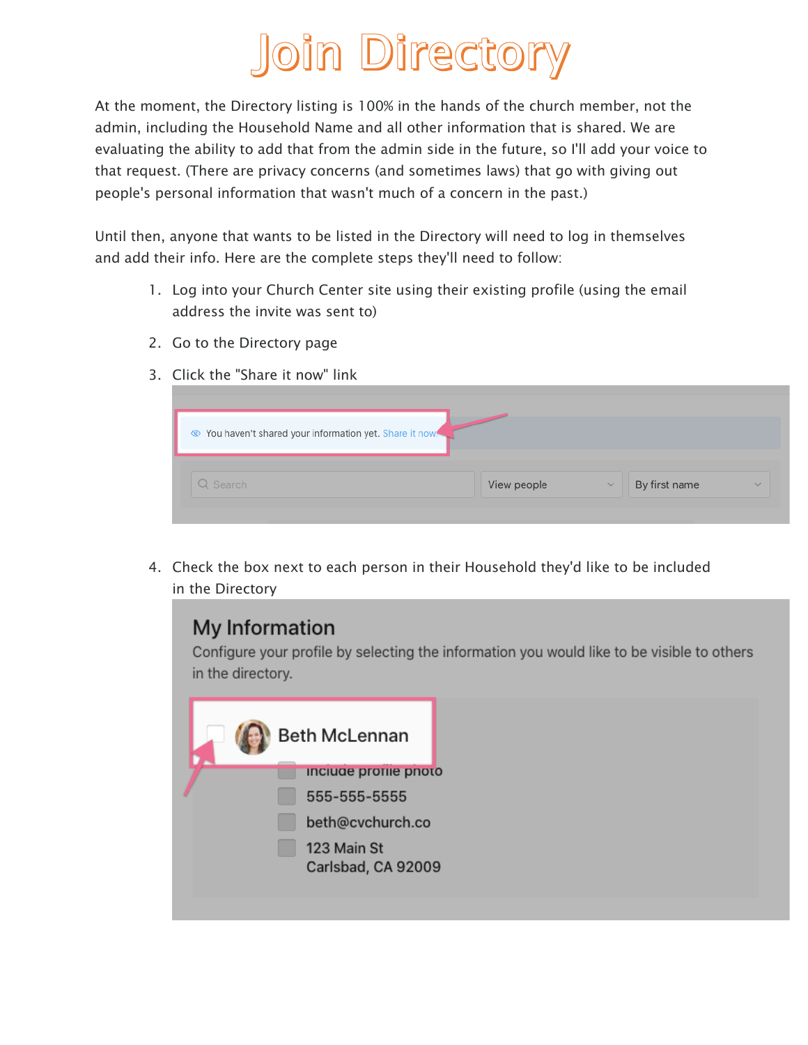# Join Directory

At the moment, the Directory listing is 100% in the hands of the church member, not the admin, including the Household Name and all other information that is shared. We are evaluating the ability to add that from the admin side in the future, so I'll add your voice to that request. (There are privacy concerns (and sometimes laws) that go with giving out people's personal information that wasn't much of a concern in the past.)

Until then, anyone that wants to be listed in the Directory will need to log in themselves and add their info. Here are the complete steps they'll need to follow:

1. Log into your Church Center site using their existing profile (using the email address the invite was sent to)
2. Go to the Directory page
3. Click the "Share it now" link
4. Check the box next to each person in their Household they'd like to be included in the Directory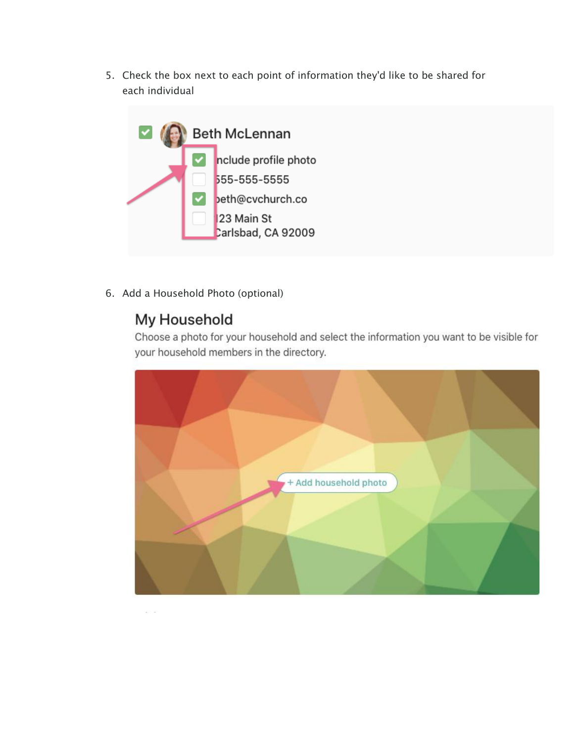5. Check the box next to each point of information they'd like to be shared for each individual

6. Add a Household Photo (optional)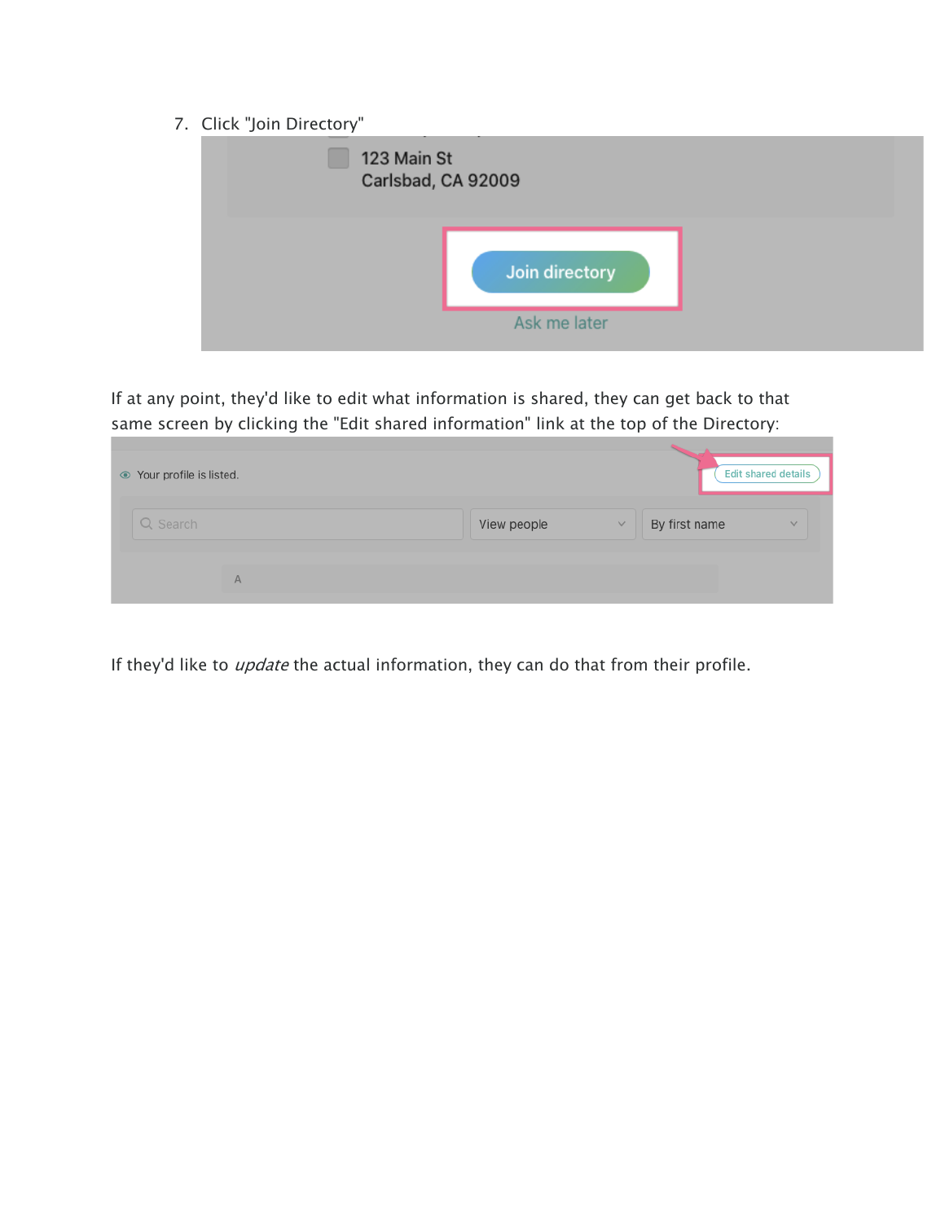7. Click "Join Directory"

If at any point, they'd like to edit what information is shared, they can get back to that same screen by clicking the "Edit shared information" link at the top of the Directory:

If they'd like to *update* the actual information, they can do that from their profile.